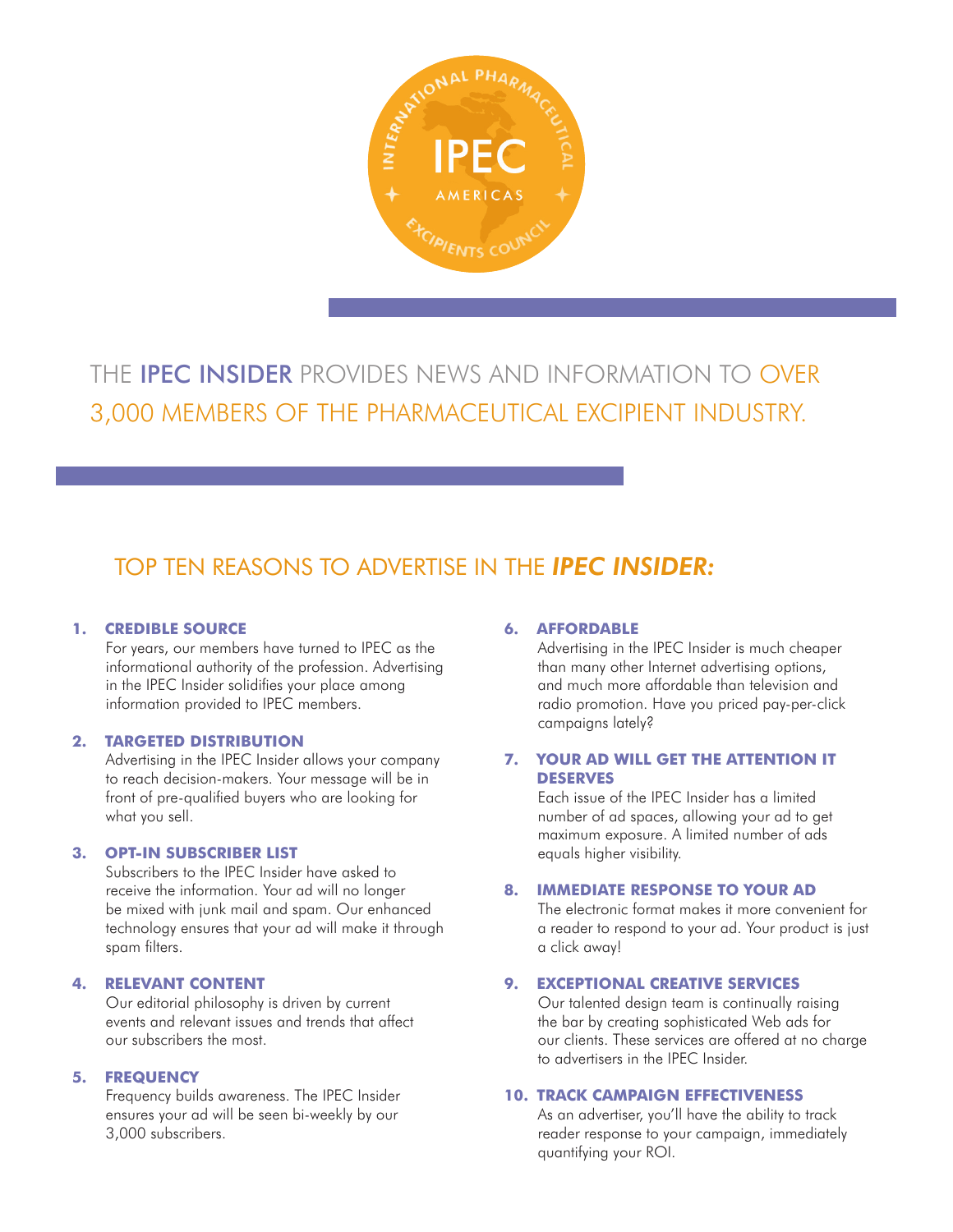THE IPEC INSIDER PROVIDES NEWS AND INFORMATION TO OVER 3,000 MEMBERS OF THE PHARMACEUTICAL EXCIPIENT INDUSTRY.

## TOP TEN REASONS TO ADVERTISE IN THE *IPEC INSIDER:*

1. **CREDIBLE SOURCE**
   For years, our members have turned to IPEC as the informational authority of the profession. Advertising in the IPEC Insider solidifies your place among information provided to IPEC members.

2. **TARGETED DISTRIBUTION**
   Advertising in the IPEC Insider allows your company to reach decision-makers. Your message will be in front of pre-qualified buyers who are looking for what you sell.

3. **OPT-IN SUBSCRIBER LIST**
   Subscribers to the IPEC Insider have asked to receive the information. Your ad will no longer be mixed with junk mail and spam. Our enhanced technology ensures that your ad will make it through spam filters.

4. **RELEVANT CONTENT**
   Our editorial philosophy is driven by current events and relevant issues and trends that affect our subscribers the most.

5. **FREQUENCY**
   Frequency builds awareness. The IPEC Insider ensures your ad will be seen bi-weekly by our 3,000 subscribers.

6. **AFFORDABLE**
   Advertising in the IPEC Insider is much cheaper than many other Internet advertising options, and much more affordable than television and radio promotion. Have you priced pay-per-click campaigns lately?

7. **YOUR AD WILL GET THE ATTENTION IT DESERVES**
   Each issue of the IPEC Insider has a limited number of ad spaces, allowing your ad to get maximum exposure. A limited number of ads equals higher visibility.

8. **IMMEDIATE RESPONSE TO YOUR AD**
   The electronic format makes it more convenient for a reader to respond to your ad. Your product is just a click away!

9. **EXCEPTIONAL CREATIVE SERVICES**
   Our talented design team is continually raising the bar by creating sophisticated Web ads for our clients. These services are offered at no charge to advertisers in the IPEC Insider.

10. **TRACK CAMPAIGN EFFECTIVENESS**
    As an advertiser, you'll have the ability to track reader response to your campaign, immediately quantifying your ROI.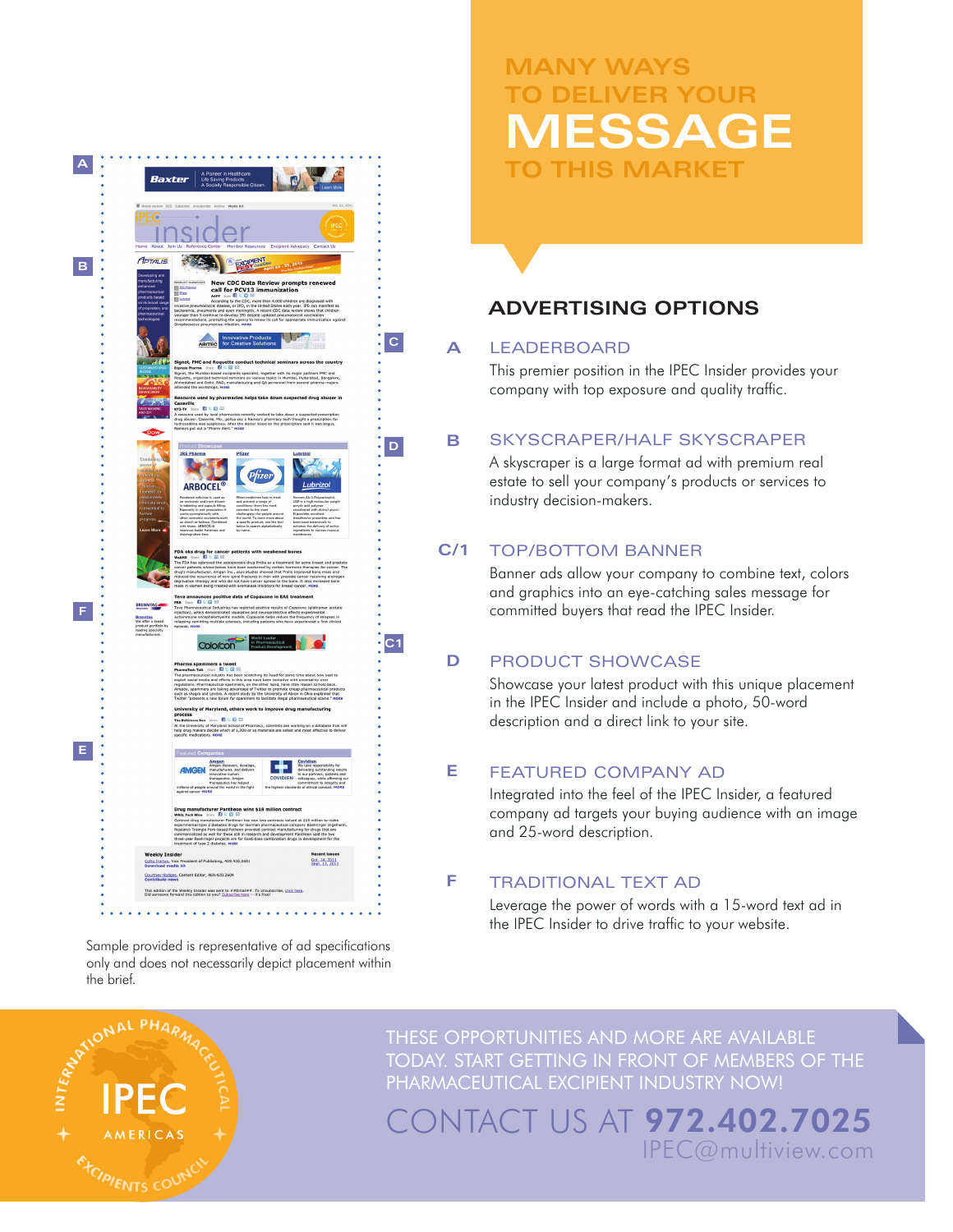# MANY WAYS TO DELIVER YOUR MESSAGE TO THIS MARKET

Sample provided is representative of ad specifications only and does not necessarily depict placement within the brief.

## ADVERTISING OPTIONS

**A** LEADERBOARD

This premier position in the IPEC Insider provides your company with top exposure and quality traffic.

**B** SKYSCRAPER/HALF SKYSCRAPER

A skyscraper is a large format ad with premium real estate to sell your company's products or services to industry decision-makers.

**C/1** TOP/BOTTOM BANNER

Banner ads allow your company to combine text, colors and graphics into an eye-catching sales message for committed buyers that read the IPEC Insider.

**D** PRODUCT SHOWCASE

Showcase your latest product with this unique placement in the IPEC Insider and include a photo, 50-word description and a direct link to your site.

**E** FEATURED COMPANY AD

Integrated into the feel of the IPEC Insider, a featured company ad targets your buying audience with an image and 25-word description.

**F** TRADITIONAL TEXT AD

Leverage the power of words with a 15-word text ad in the IPEC Insider to drive traffic to your website.

INTERNATIONAL PHARMACEUTICAL EXCIPIENTS COUNCIL IPEC AMERICAS

THESE OPPORTUNITIES AND MORE ARE AVAILABLE TODAY. START GETTING IN FRONT OF MEMBERS OF THE PHARMACEUTICAL EXCIPIENT INDUSTRY NOW!

CONTACT US AT **972.402.7025**

IPEC@multiview.com